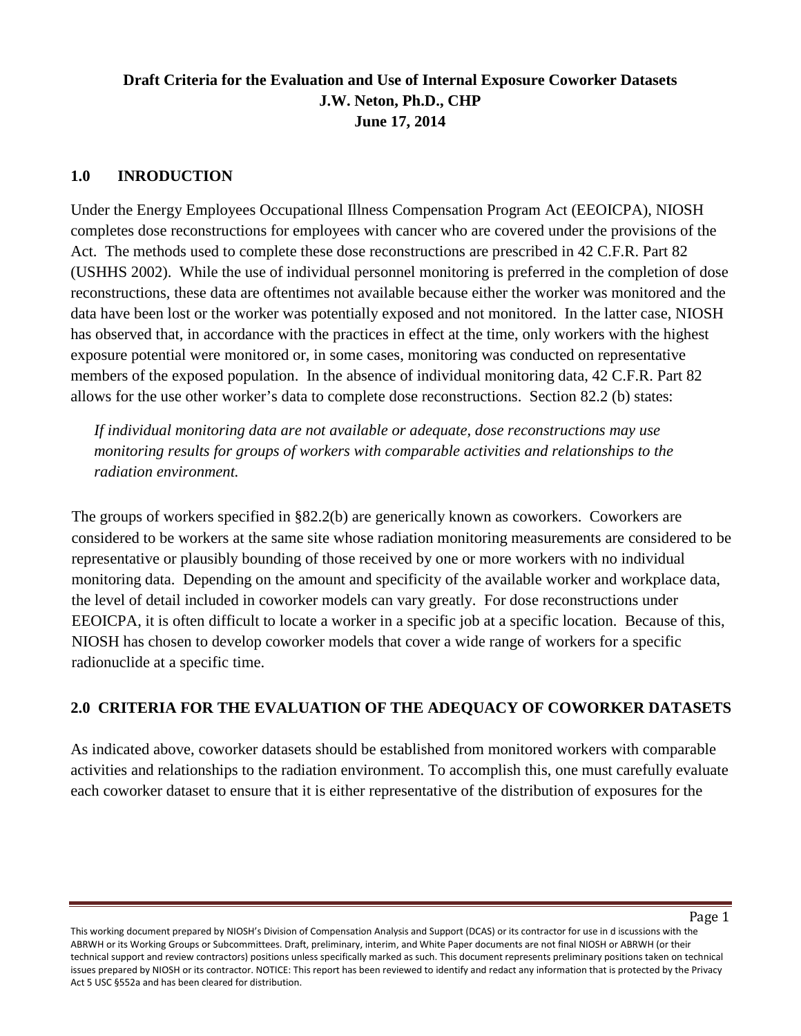**Draft Criteria for the Evaluation and Use of Internal Exposure Coworker Datasets**
**J.W. Neton, Ph.D., CHP**
**June 17, 2014**

## 1.0 INRODUCTION

Under the Energy Employees Occupational Illness Compensation Program Act (EEOICPA), NIOSH completes dose reconstructions for employees with cancer who are covered under the provisions of the Act. The methods used to complete these dose reconstructions are prescribed in 42 C.F.R. Part 82 (USHHS 2002). While the use of individual personnel monitoring is preferred in the completion of dose reconstructions, these data are oftentimes not available because either the worker was monitored and the data have been lost or the worker was potentially exposed and not monitored. In the latter case, NIOSH has observed that, in accordance with the practices in effect at the time, only workers with the highest exposure potential were monitored or, in some cases, monitoring was conducted on representative members of the exposed population. In the absence of individual monitoring data, 42 C.F.R. Part 82 allows for the use other worker's data to complete dose reconstructions. Section 82.2 (b) states:

> *If individual monitoring data are not available or adequate, dose reconstructions may use monitoring results for groups of workers with comparable activities and relationships to the radiation environment.*

The groups of workers specified in §82.2(b) are generically known as coworkers. Coworkers are considered to be workers at the same site whose radiation monitoring measurements are considered to be representative or plausibly bounding of those received by one or more workers with no individual monitoring data. Depending on the amount and specificity of the available worker and workplace data, the level of detail included in coworker models can vary greatly. For dose reconstructions under EEOICPA, it is often difficult to locate a worker in a specific job at a specific location. Because of this, NIOSH has chosen to develop coworker models that cover a wide range of workers for a specific radionuclide at a specific time.

## 2.0 CRITERIA FOR THE EVALUATION OF THE ADEQUACY OF COWORKER DATASETS

As indicated above, coworker datasets should be established from monitored workers with comparable activities and relationships to the radiation environment. To accomplish this, one must carefully evaluate each coworker dataset to ensure that it is either representative of the distribution of exposures for the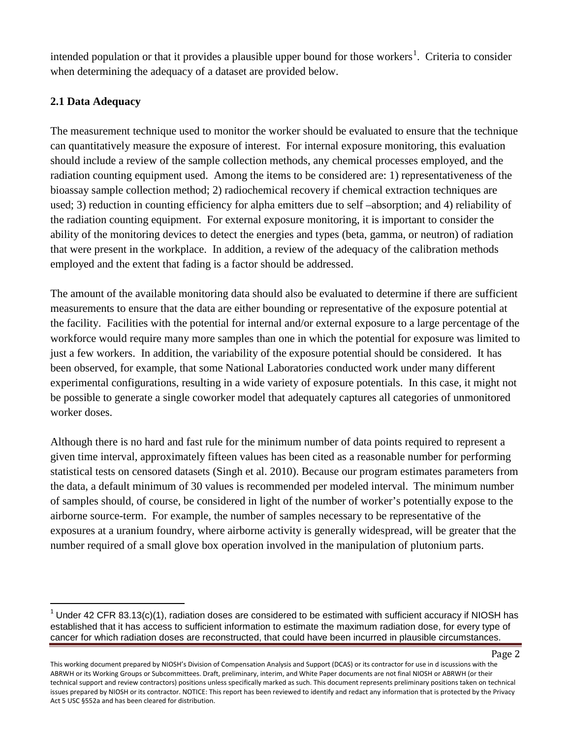intended population or that it provides a plausible upper bound for those workers[1]. Criteria to consider when determining the adequacy of a dataset are provided below.

**2.1 Data Adequacy**

The measurement technique used to monitor the worker should be evaluated to ensure that the technique can quantitatively measure the exposure of interest. For internal exposure monitoring, this evaluation should include a review of the sample collection methods, any chemical processes employed, and the radiation counting equipment used. Among the items to be considered are: 1) representativeness of the bioassay sample collection method; 2) radiochemical recovery if chemical extraction techniques are used; 3) reduction in counting efficiency for alpha emitters due to self –absorption; and 4) reliability of the radiation counting equipment. For external exposure monitoring, it is important to consider the ability of the monitoring devices to detect the energies and types (beta, gamma, or neutron) of radiation that were present in the workplace. In addition, a review of the adequacy of the calibration methods employed and the extent that fading is a factor should be addressed.

The amount of the available monitoring data should also be evaluated to determine if there are sufficient measurements to ensure that the data are either bounding or representative of the exposure potential at the facility. Facilities with the potential for internal and/or external exposure to a large percentage of the workforce would require many more samples than one in which the potential for exposure was limited to just a few workers. In addition, the variability of the exposure potential should be considered. It has been observed, for example, that some National Laboratories conducted work under many different experimental configurations, resulting in a wide variety of exposure potentials. In this case, it might not be possible to generate a single coworker model that adequately captures all categories of unmonitored worker doses.

Although there is no hard and fast rule for the minimum number of data points required to represent a given time interval, approximately fifteen values has been cited as a reasonable number for performing statistical tests on censored datasets (Singh et al. 2010). Because our program estimates parameters from the data, a default minimum of 30 values is recommended per modeled interval. The minimum number of samples should, of course, be considered in light of the number of worker's potentially expose to the airborne source-term. For example, the number of samples necessary to be representative of the exposures at a uranium foundry, where airborne activity is generally widespread, will be greater that the number required of a small glove box operation involved in the manipulation of plutonium parts.

[1] Under 42 CFR 83.13(c)(1), radiation doses are considered to be estimated with sufficient accuracy if NIOSH has established that it has access to sufficient information to estimate the maximum radiation dose, for every type of cancer for which radiation doses are reconstructed, that could have been incurred in plausible circumstances.

This working document prepared by NIOSH's Division of Compensation Analysis and Support (DCAS) or its contractor for use in d iscussions with the ABRWH or its Working Groups or Subcommittees. Draft, preliminary, interim, and White Paper documents are not final NIOSH or ABRWH (or their technical support and review contractors) positions unless specifically marked as such. This document represents preliminary positions taken on technical issues prepared by NIOSH or its contractor. NOTICE: This report has been reviewed to identify and redact any information that is protected by the Privacy Act 5 USC §552a and has been cleared for distribution.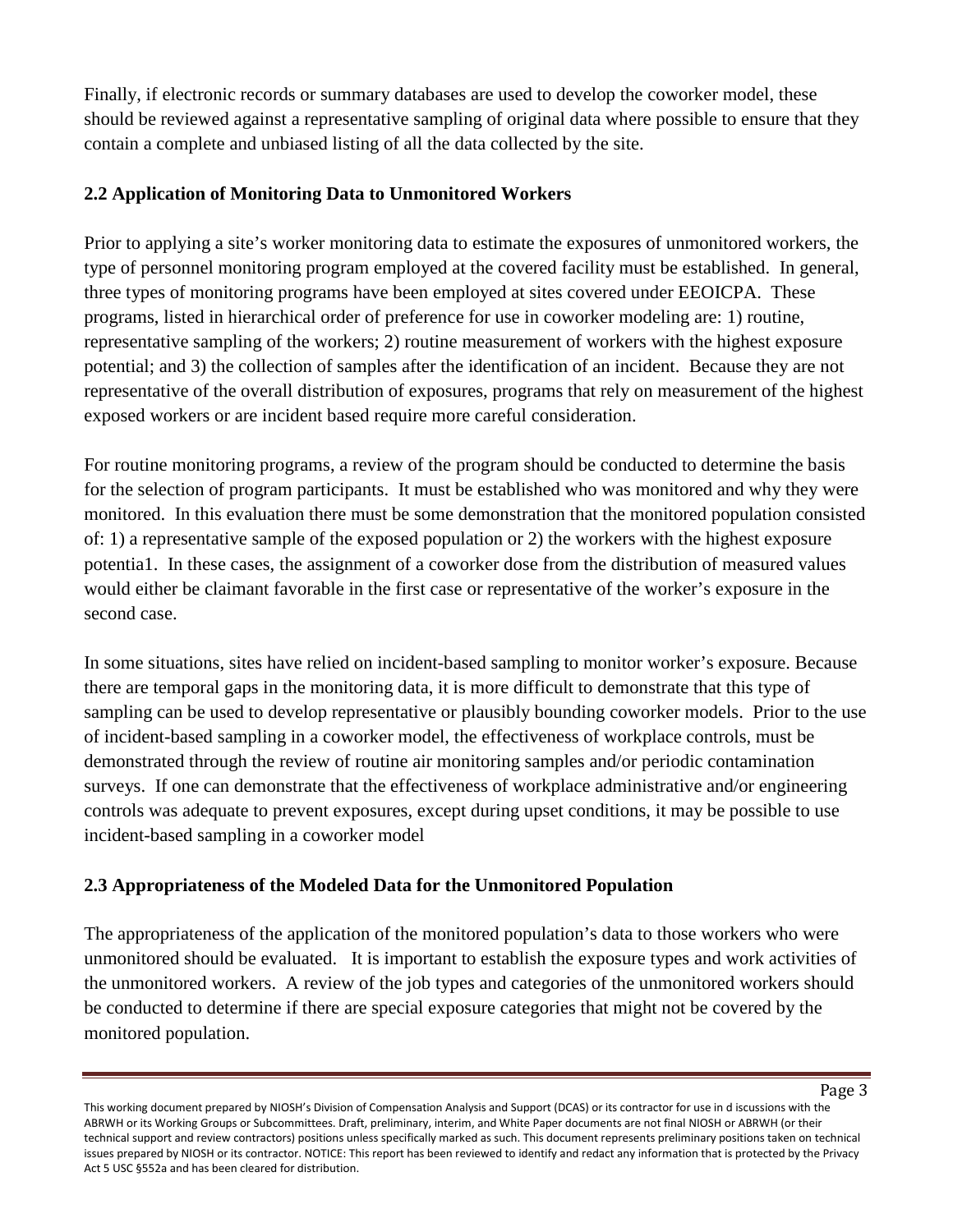Finally, if electronic records or summary databases are used to develop the coworker model, these should be reviewed against a representative sampling of original data where possible to ensure that they contain a complete and unbiased listing of all the data collected by the site.

## 2.2 Application of Monitoring Data to Unmonitored Workers

Prior to applying a site's worker monitoring data to estimate the exposures of unmonitored workers, the type of personnel monitoring program employed at the covered facility must be established. In general, three types of monitoring programs have been employed at sites covered under EEOICPA. These programs, listed in hierarchical order of preference for use in coworker modeling are: 1) routine, representative sampling of the workers; 2) routine measurement of workers with the highest exposure potential; and 3) the collection of samples after the identification of an incident. Because they are not representative of the overall distribution of exposures, programs that rely on measurement of the highest exposed workers or are incident based require more careful consideration.

For routine monitoring programs, a review of the program should be conducted to determine the basis for the selection of program participants. It must be established who was monitored and why they were monitored. In this evaluation there must be some demonstration that the monitored population consisted of: 1) a representative sample of the exposed population or 2) the workers with the highest exposure potentia1. In these cases, the assignment of a coworker dose from the distribution of measured values would either be claimant favorable in the first case or representative of the worker's exposure in the second case.

In some situations, sites have relied on incident-based sampling to monitor worker's exposure. Because there are temporal gaps in the monitoring data, it is more difficult to demonstrate that this type of sampling can be used to develop representative or plausibly bounding coworker models. Prior to the use of incident-based sampling in a coworker model, the effectiveness of workplace controls, must be demonstrated through the review of routine air monitoring samples and/or periodic contamination surveys. If one can demonstrate that the effectiveness of workplace administrative and/or engineering controls was adequate to prevent exposures, except during upset conditions, it may be possible to use incident-based sampling in a coworker model

## 2.3 Appropriateness of the Modeled Data for the Unmonitored Population

The appropriateness of the application of the monitored population's data to those workers who were unmonitored should be evaluated. It is important to establish the exposure types and work activities of the unmonitored workers. A review of the job types and categories of the unmonitored workers should be conducted to determine if there are special exposure categories that might not be covered by the monitored population.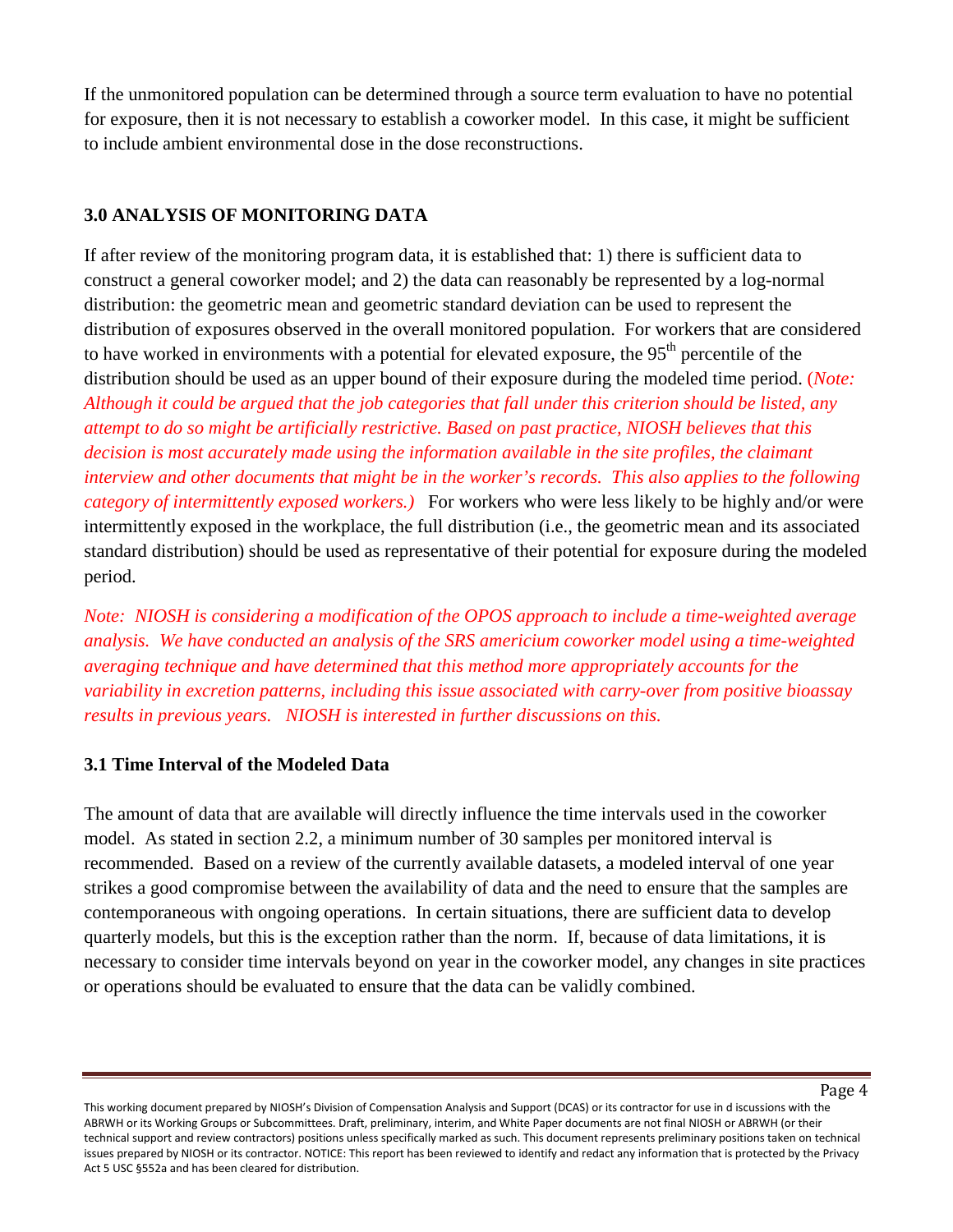If the unmonitored population can be determined through a source term evaluation to have no potential for exposure, then it is not necessary to establish a coworker model. In this case, it might be sufficient to include ambient environmental dose in the dose reconstructions.

## 3.0 ANALYSIS OF MONITORING DATA

If after review of the monitoring program data, it is established that: 1) there is sufficient data to construct a general coworker model; and 2) the data can reasonably be represented by a log-normal distribution: the geometric mean and geometric standard deviation can be used to represent the distribution of exposures observed in the overall monitored population. For workers that are considered to have worked in environments with a potential for elevated exposure, the 95$^{th}$ percentile of the distribution should be used as an upper bound of their exposure during the modeled time period. (*Note: Although it could be argued that the job categories that fall under this criterion should be listed, any attempt to do so might be artificially restrictive. Based on past practice, NIOSH believes that this decision is most accurately made using the information available in the site profiles, the claimant interview and other documents that might be in the worker's records. This also applies to the following category of intermittently exposed workers.)* For workers who were less likely to be highly and/or were intermittently exposed in the workplace, the full distribution (i.e., the geometric mean and its associated standard distribution) should be used as representative of their potential for exposure during the modeled period.

*Note: NIOSH is considering a modification of the OPOS approach to include a time-weighted average analysis. We have conducted an analysis of the SRS americium coworker model using a time-weighted averaging technique and have determined that this method more appropriately accounts for the variability in excretion patterns, including this issue associated with carry-over from positive bioassay results in previous years. NIOSH is interested in further discussions on this.*

### 3.1 Time Interval of the Modeled Data

The amount of data that are available will directly influence the time intervals used in the coworker model. As stated in section 2.2, a minimum number of 30 samples per monitored interval is recommended. Based on a review of the currently available datasets, a modeled interval of one year strikes a good compromise between the availability of data and the need to ensure that the samples are contemporaneous with ongoing operations. In certain situations, there are sufficient data to develop quarterly models, but this is the exception rather than the norm. If, because of data limitations, it is necessary to consider time intervals beyond on year in the coworker model, any changes in site practices or operations should be evaluated to ensure that the data can be validly combined.

This working document prepared by NIOSH's Division of Compensation Analysis and Support (DCAS) or its contractor for use in d iscussions with the ABRWH or its Working Groups or Subcommittees. Draft, preliminary, interim, and White Paper documents are not final NIOSH or ABRWH (or their technical support and review contractors) positions unless specifically marked as such. This document represents preliminary positions taken on technical issues prepared by NIOSH or its contractor. NOTICE: This report has been reviewed to identify and redact any information that is protected by the Privacy Act 5 USC §552a and has been cleared for distribution.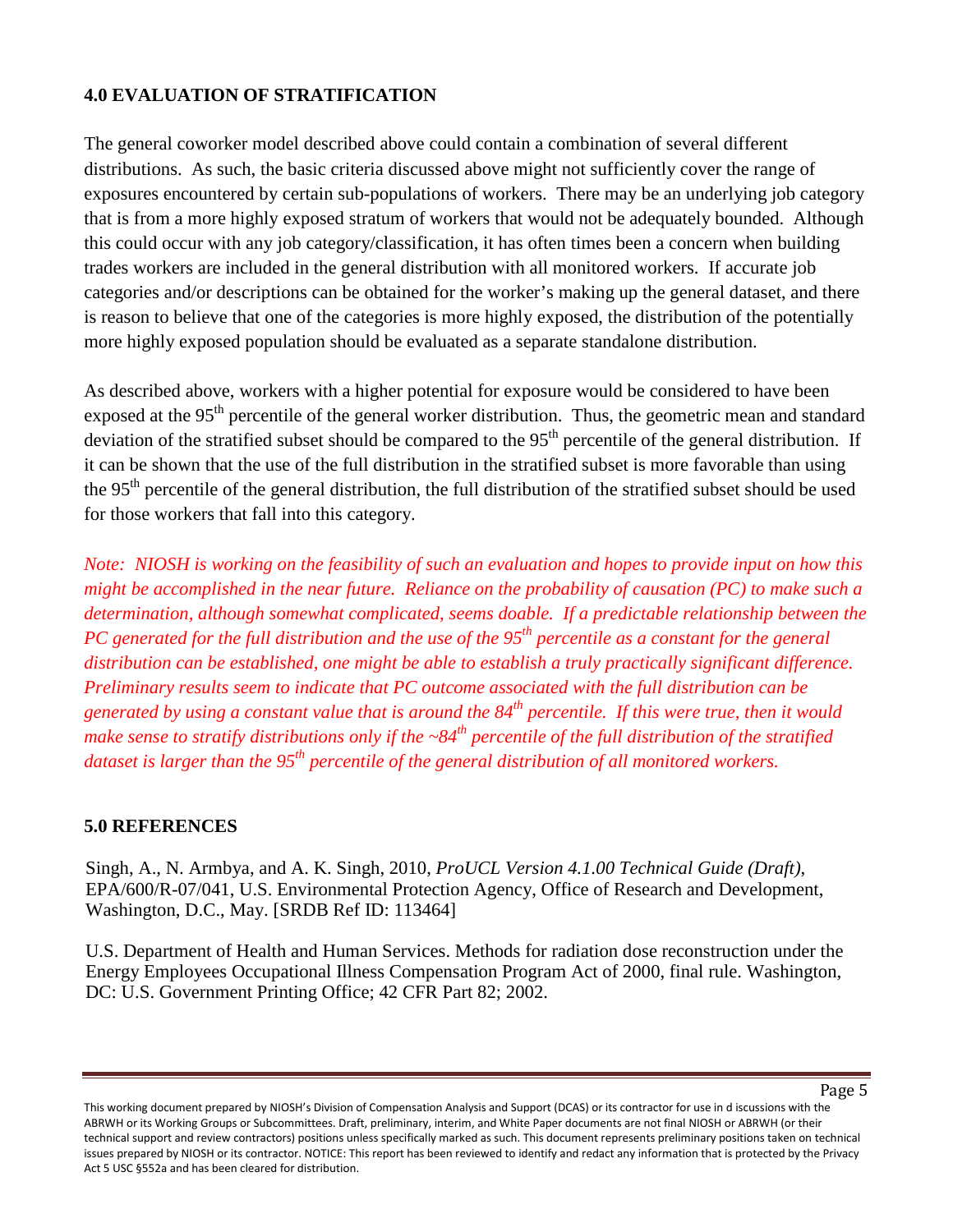## 4.0 EVALUATION OF STRATIFICATION

The general coworker model described above could contain a combination of several different distributions. As such, the basic criteria discussed above might not sufficiently cover the range of exposures encountered by certain sub-populations of workers. There may be an underlying job category that is from a more highly exposed stratum of workers that would not be adequately bounded. Although this could occur with any job category/classification, it has often times been a concern when building trades workers are included in the general distribution with all monitored workers. If accurate job categories and/or descriptions can be obtained for the worker's making up the general dataset, and there is reason to believe that one of the categories is more highly exposed, the distribution of the potentially more highly exposed population should be evaluated as a separate standalone distribution.

As described above, workers with a higher potential for exposure would be considered to have been exposed at the 95$^{th}$ percentile of the general worker distribution. Thus, the geometric mean and standard deviation of the stratified subset should be compared to the 95$^{th}$ percentile of the general distribution. If it can be shown that the use of the full distribution in the stratified subset is more favorable than using the 95$^{th}$ percentile of the general distribution, the full distribution of the stratified subset should be used for those workers that fall into this category.

*Note: NIOSH is working on the feasibility of such an evaluation and hopes to provide input on how this might be accomplished in the near future. Reliance on the probability of causation (PC) to make such a determination, although somewhat complicated, seems doable. If a predictable relationship between the PC generated for the full distribution and the use of the 95$^{th}$ percentile as a constant for the general distribution can be established, one might be able to establish a truly practically significant difference. Preliminary results seem to indicate that PC outcome associated with the full distribution can be generated by using a constant value that is around the 84$^{th}$ percentile. If this were true, then it would make sense to stratify distributions only if the ~84$^{th}$ percentile of the full distribution of the stratified dataset is larger than the 95$^{th}$ percentile of the general distribution of all monitored workers.*

## 5.0 REFERENCES

Singh, A., N. Armbya, and A. K. Singh, 2010, *ProUCL Version 4.1.00 Technical Guide (Draft)*, EPA/600/R-07/041, U.S. Environmental Protection Agency, Office of Research and Development, Washington, D.C., May. [SRDB Ref ID: 113464]

U.S. Department of Health and Human Services. Methods for radiation dose reconstruction under the Energy Employees Occupational Illness Compensation Program Act of 2000, final rule. Washington, DC: U.S. Government Printing Office; 42 CFR Part 82; 2002.

This working document prepared by NIOSH's Division of Compensation Analysis and Support (DCAS) or its contractor for use in d iscussions with the ABRWH or its Working Groups or Subcommittees. Draft, preliminary, interim, and White Paper documents are not final NIOSH or ABRWH (or their technical support and review contractors) positions unless specifically marked as such. This document represents preliminary positions taken on technical issues prepared by NIOSH or its contractor. NOTICE: This report has been reviewed to identify and redact any information that is protected by the Privacy Act 5 USC §552a and has been cleared for distribution.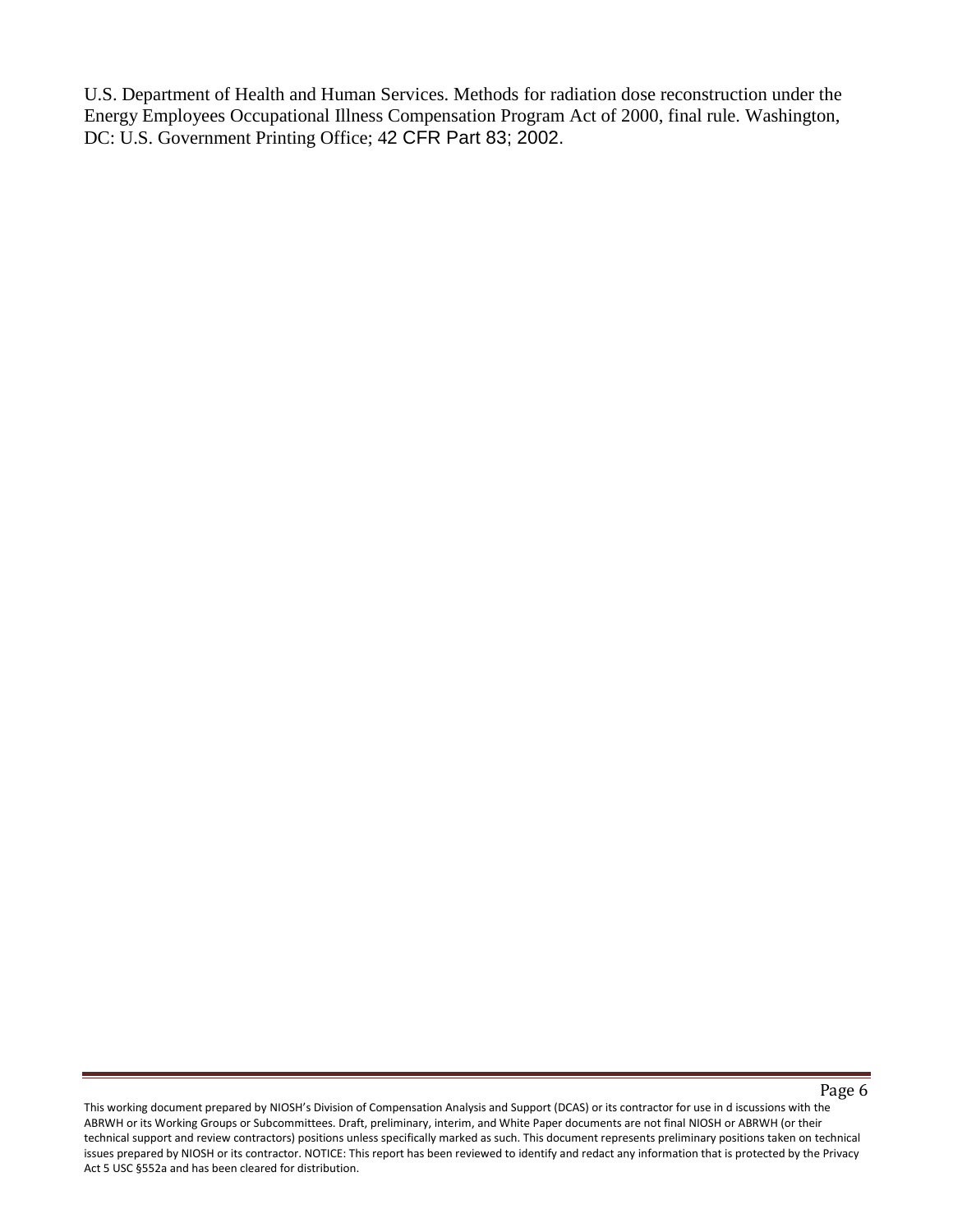U.S. Department of Health and Human Services. Methods for radiation dose reconstruction under the Energy Employees Occupational Illness Compensation Program Act of 2000, final rule. Washington, DC: U.S. Government Printing Office; 42 CFR Part 83; 2002.